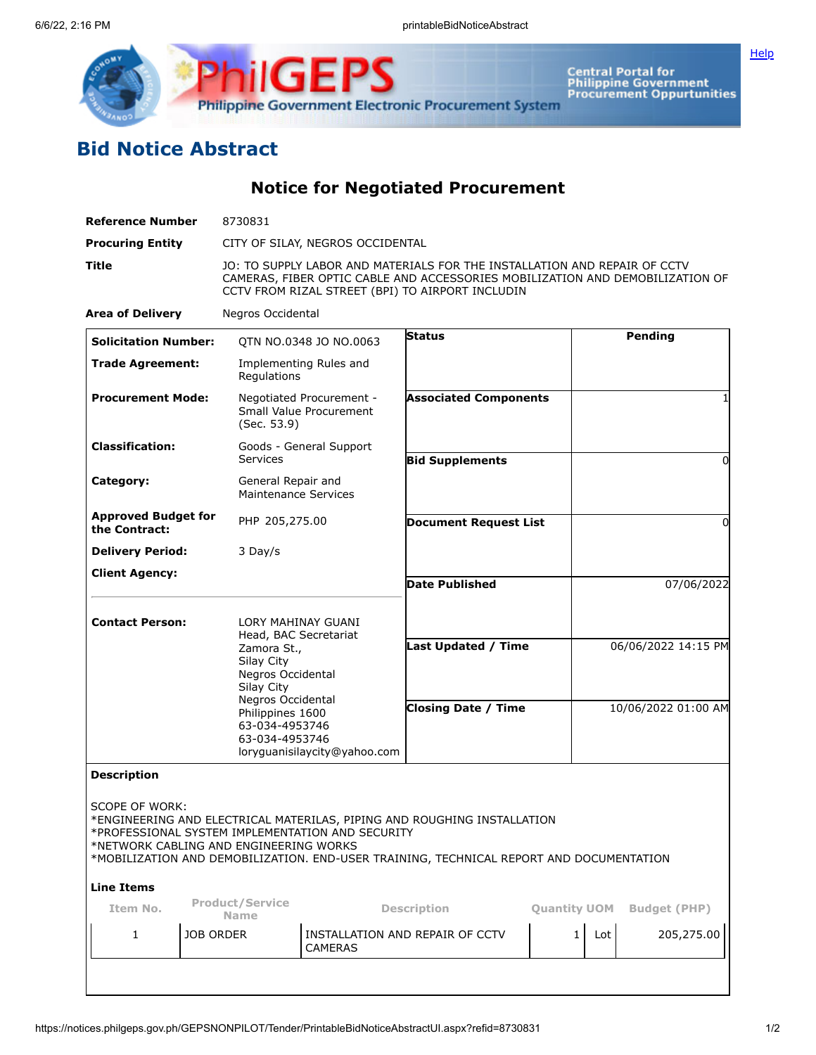# Bid Notice Abstract

## Notice for Negotiated Procurement

| | |
|---|---|
| **Reference Number** | 8730831 |
| **Procuring Entity** | CITY OF SILAY, NEGROS OCCIDENTAL |
| **Title** | JO: TO SUPPLY LABOR AND MATERIALS FOR THE INSTALLATION AND REPAIR OF CCTV CAMERAS, FIBER OPTIC CABLE AND ACCESSORIES MOBILIZATION AND DEMOBILIZATION OF CCTV FROM RIZAL STREET (BPI) TO AIRPORT INCLUDIN |
| **Area of Delivery** | Negros Occidental |

| | | | |
|---|---|---|---|
| **Solicitation Number:** | QTN NO.0348 JO NO.0063 | **Status** | Pending |
| **Trade Agreement:** | Implementing Rules and Regulations | | |
| **Procurement Mode:** | Negotiated Procurement - Small Value Procurement (Sec. 53.9) | **Associated Components** | 1 |
| **Classification:** | Goods - General Support Services | **Bid Supplements** | 0 |
| **Category:** | General Repair and Maintenance Services | | |
| **Approved Budget for the Contract:** | PHP 205,275.00 | **Document Request List** | 0 |
| **Delivery Period:** | 3 Day/s | | |
| **Client Agency:** | | **Date Published** | 07/06/2022 |
| **Contact Person:** | LORY MAHINAY GUANI<br>Head, BAC Secretariat<br>Zamora St.,<br>Silay City<br>Negros Occidental<br>Silay City<br>Negros Occidental<br>Philippines 1600<br>63-034-4953746<br>63-034-4953746<br>loryguanisilaycity@yahoo.com | **Last Updated / Time** | 06/06/2022 14:15 PM |
| | | **Closing Date / Time** | 10/06/2022 01:00 AM |

**Description**

SCOPE OF WORK:
*ENGINEERING AND ELECTRICAL MATERILAS, PIPING AND ROUGHING INSTALLATION
*PROFESSIONAL SYSTEM IMPLEMENTATION AND SECURITY
*NETWORK CABLING AND ENGINEERING WORKS
*MOBILIZATION AND DEMOBILIZATION. END-USER TRAINING, TECHNICAL REPORT AND DOCUMENTATION

**Line Items**

| Item No. | Product/Service Name | Description | Quantity | UOM | Budget (PHP) |
|---|---|---|---|---|---|
| 1 | JOB ORDER | INSTALLATION AND REPAIR OF CCTV CAMERAS | 1 | Lot | 205,275.00 |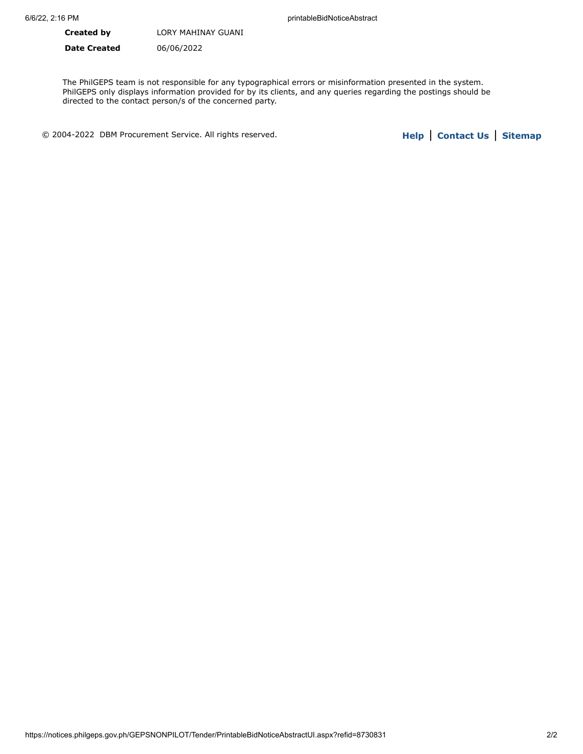| | |
|---|---|
| **Created by** | LORY MAHINAY GUANI |
| **Date Created** | 06/06/2022 |

The PhilGEPS team is not responsible for any typographical errors or misinformation presented in the system. PhilGEPS only displays information provided for by its clients, and any queries regarding the postings should be directed to the contact person/s of the concerned party.

© 2004-2022 DBM Procurement Service. All rights reserved.

**Help** | **Contact Us** | **Sitemap**